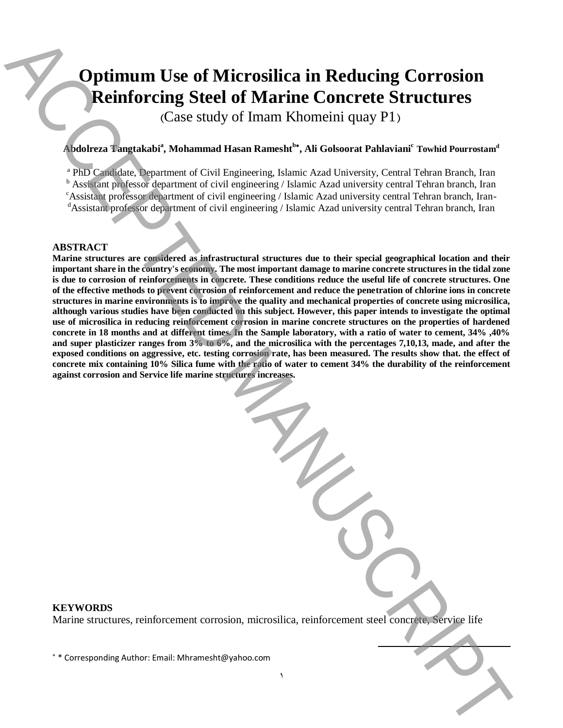# Optimum Use of Microsilica in Reducing Corrosion Reinforcing Steel of Marine Concrete Structures

(Case study of Imam Khomeini quay P1)

**Abdolreza Tangtakabi[a], Mohammad Hasan Ramesht[b]*, Ali Golsoorat Pahlaviani[c] Towhid Pourrostam[d]**

[a] PhD Candidate, Department of Civil Engineering, Islamic Azad University, Central Tehran Branch, Iran
[b] Assistant professor department of civil engineering / Islamic Azad university central Tehran branch, Iran
[c] Assistant professor department of civil engineering / Islamic Azad university central Tehran branch, Iran-
[d] Assistant professor department of civil engineering / Islamic Azad university central Tehran branch, Iran

## ABSTRACT

**Marine structures are considered as infrastructural structures due to their special geographical location and their important share in the country's economy. The most important damage to marine concrete structures in the tidal zone is due to corrosion of reinforcements in concrete. These conditions reduce the useful life of concrete structures. One of the effective methods to prevent corrosion of reinforcement and reduce the penetration of chlorine ions in concrete structures in marine environments is to improve the quality and mechanical properties of concrete using microsilica, although various studies have been conducted on this subject. However, this paper intends to investigate the optimal use of microsilica in reducing reinforcement corrosion in marine concrete structures on the properties of hardened concrete in 18 months and at different times. In the Sample laboratory, with a ratio of water to cement, 34% ,40% and super plasticizer ranges from 3% to 6%, and the microsilica with the percentages 7,10,13, made, and after the exposed conditions on aggressive, etc. testing corrosion rate, has been measured. The results show that. the effect of concrete mix containing 10% Silica fume with the ratio of water to cement 34% the durability of the reinforcement against corrosion and Service life marine structures increases.**

## KEYWORDS

Marine structures, reinforcement corrosion, microsilica, reinforcement steel concrete, Service life

* * Corresponding Author: Email: Mhramesht@yahoo.com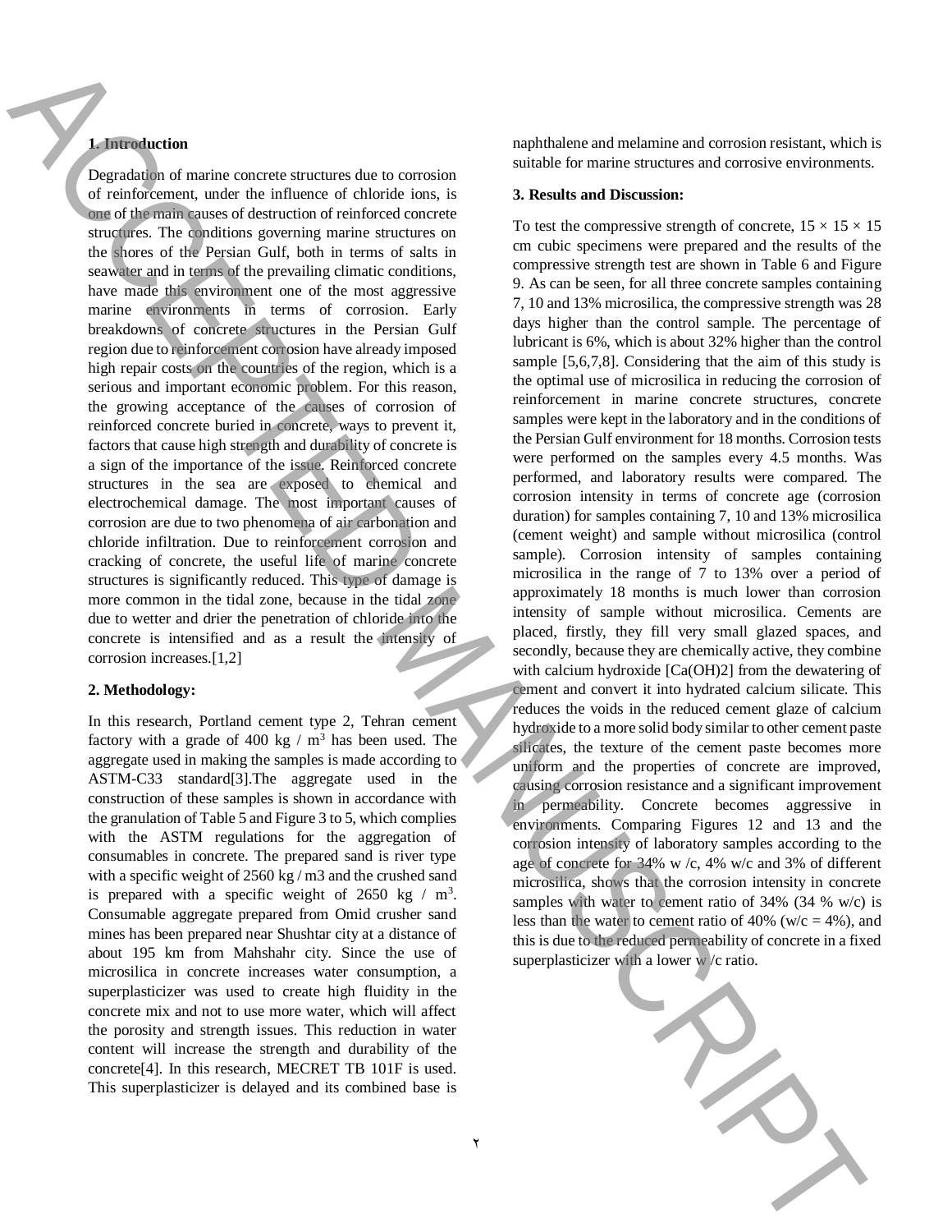## 1. Introduction

Degradation of marine concrete structures due to corrosion of reinforcement, under the influence of chloride ions, is one of the main causes of destruction of reinforced concrete structures. The conditions governing marine structures on the shores of the Persian Gulf, both in terms of salts in seawater and in terms of the prevailing climatic conditions, have made this environment one of the most aggressive marine environments in terms of corrosion. Early breakdowns of concrete structures in the Persian Gulf region due to reinforcement corrosion have already imposed high repair costs on the countries of the region, which is a serious and important economic problem. For this reason, the growing acceptance of the causes of corrosion of reinforced concrete buried in concrete, ways to prevent it, factors that cause high strength and durability of concrete is a sign of the importance of the issue. Reinforced concrete structures in the sea are exposed to chemical and electrochemical damage. The most important causes of corrosion are due to two phenomena of air carbonation and chloride infiltration. Due to reinforcement corrosion and cracking of concrete, the useful life of marine concrete structures is significantly reduced. This type of damage is more common in the tidal zone, because in the tidal zone due to wetter and drier the penetration of chloride into the concrete is intensified and as a result the intensity of corrosion increases.[1,2]

## 2. Methodology:

In this research, Portland cement type 2, Tehran cement factory with a grade of 400 kg / m$^3$ has been used. The aggregate used in making the samples is made according to ASTM-C33 standard[3].The aggregate used in the construction of these samples is shown in accordance with the granulation of Table 5 and Figure 3 to 5, which complies with the ASTM regulations for the aggregation of consumables in concrete. The prepared sand is river type with a specific weight of 2560 kg / m3 and the crushed sand is prepared with a specific weight of 2650 kg / m$^3$. Consumable aggregate prepared from Omid crusher sand mines has been prepared near Shushtar city at a distance of about 195 km from Mahshahr city. Since the use of microsilica in concrete increases water consumption, a superplasticizer was used to create high fluidity in the concrete mix and not to use more water, which will affect the porosity and strength issues. This reduction in water content will increase the strength and durability of the concrete[4]. In this research, MECRET TB 101F is used. This superplasticizer is delayed and its combined base is naphthalene and melamine and corrosion resistant, which is suitable for marine structures and corrosive environments.

## 3. Results and Discussion:

To test the compressive strength of concrete, 15 × 15 × 15 cm cubic specimens were prepared and the results of the compressive strength test are shown in Table 6 and Figure 9. As can be seen, for all three concrete samples containing 7, 10 and 13% microsilica, the compressive strength was 28 days higher than the control sample. The percentage of lubricant is 6%, which is about 32% higher than the control sample [5,6,7,8]. Considering that the aim of this study is the optimal use of microsilica in reducing the corrosion of reinforcement in marine concrete structures, concrete samples were kept in the laboratory and in the conditions of the Persian Gulf environment for 18 months. Corrosion tests were performed on the samples every 4.5 months. Was performed, and laboratory results were compared. The corrosion intensity in terms of concrete age (corrosion duration) for samples containing 7, 10 and 13% microsilica (cement weight) and sample without microsilica (control sample). Corrosion intensity of samples containing microsilica in the range of 7 to 13% over a period of approximately 18 months is much lower than corrosion intensity of sample without microsilica. Cements are placed, firstly, they fill very small glazed spaces, and secondly, because they are chemically active, they combine with calcium hydroxide [Ca(OH)2] from the dewatering of cement and convert it into hydrated calcium silicate. This reduces the voids in the reduced cement glaze of calcium hydroxide to a more solid body similar to other cement paste silicates, the texture of the cement paste becomes more uniform and the properties of concrete are improved, causing corrosion resistance and a significant improvement in permeability. Concrete becomes aggressive in environments. Comparing Figures 12 and 13 and the corrosion intensity of laboratory samples according to the age of concrete for 34% w /c, 4% w/c and 3% of different microsilica, shows that the corrosion intensity in concrete samples with water to cement ratio of 34% (34 % w/c) is less than the water to cement ratio of 40% (w/c = 4%), and this is due to the reduced permeability of concrete in a fixed superplasticizer with a lower w /c ratio.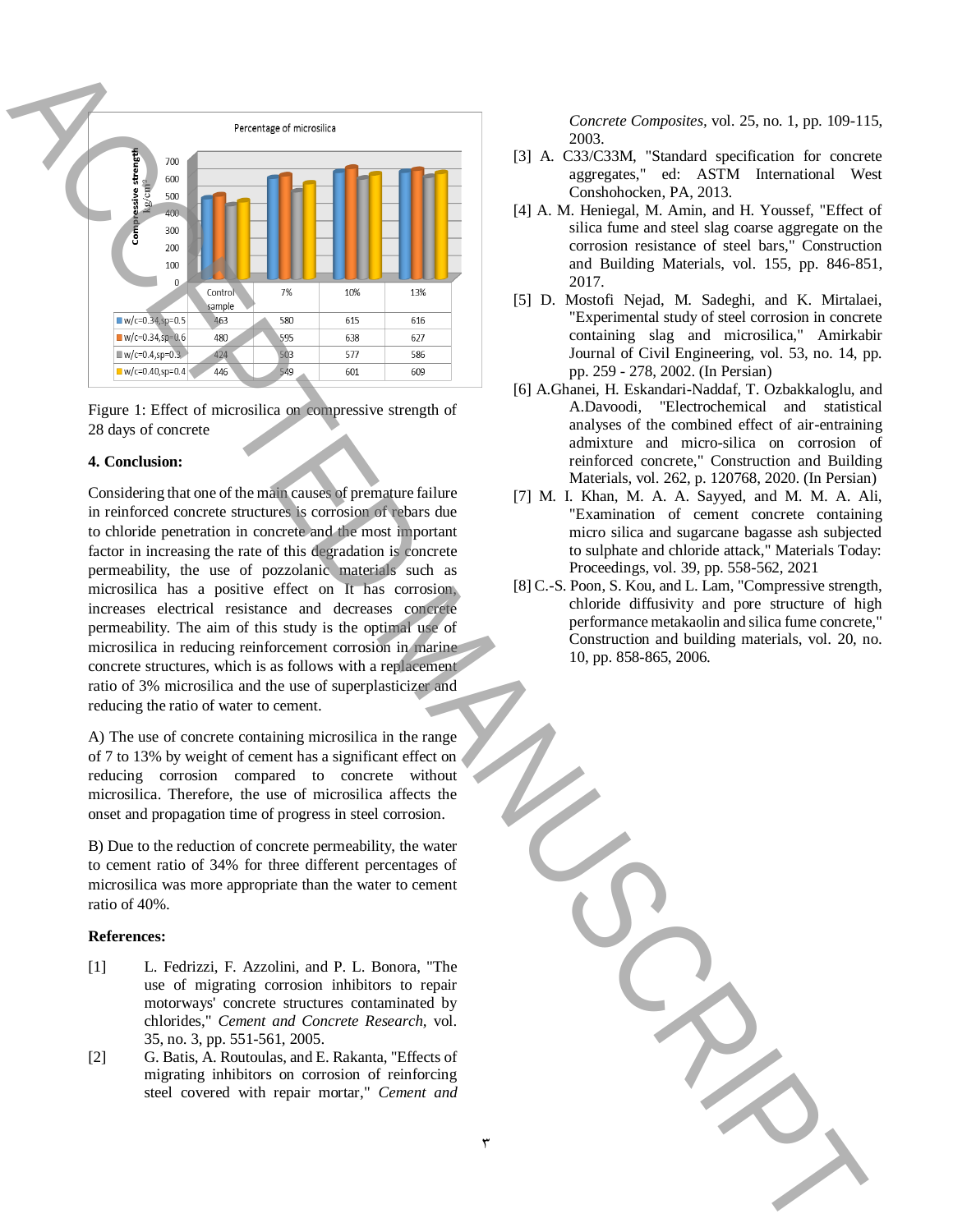Percentage of microsilica

Compressive strength kg/cm²

700
600
500
400
300
200
100
0

Control sample
7%
10%
13%

w/c=0.34,sp=0.5 463 580 615 616
w/c=0.34,sp=0.6 480 595 638 627
w/c=0.4,sp=0.3 424 503 577 586
w/c=0.40,sp=0.4 446 549 601 609

Figure 1: Effect of microsilica on compressive strength of 28 days of concrete

### 4. Conclusion:

Considering that one of the main causes of premature failure in reinforced concrete structures is corrosion of rebars due to chloride penetration in concrete and the most important factor in increasing the rate of this degradation is concrete permeability, the use of pozzolanic materials such as microsilica has a positive effect on It has corrosion, increases electrical resistance and decreases concrete permeability. The aim of this study is the optimal use of microsilica in reducing reinforcement corrosion in marine concrete structures, which is as follows with a replacement ratio of 3% microsilica and the use of superplasticizer and reducing the ratio of water to cement.

A) The use of concrete containing microsilica in the range of 7 to 13% by weight of cement has a significant effect on reducing corrosion compared to concrete without microsilica. Therefore, the use of microsilica affects the onset and propagation time of progress in steel corrosion.

B) Due to the reduction of concrete permeability, the water to cement ratio of 34% for three different percentages of microsilica was more appropriate than the water to cement ratio of 40%.

### References:

[1] L. Fedrizzi, F. Azzolini, and P. L. Bonora, "The use of migrating corrosion inhibitors to repair motorways' concrete structures contaminated by chlorides," *Cement and Concrete Research*, vol. 35, no. 3, pp. 551-561, 2005.

[2] G. Batis, A. Routoulas, and E. Rakanta, "Effects of migrating inhibitors on corrosion of reinforcing steel covered with repair mortar," *Cement and Concrete Composites*, vol. 25, no. 1, pp. 109-115, 2003.

[3] A. C33/C33M, "Standard specification for concrete aggregates," ed: ASTM International West Conshohocken, PA, 2013.

[4] A. M. Heniegal, M. Amin, and H. Youssef, "Effect of silica fume and steel slag coarse aggregate on the corrosion resistance of steel bars," Construction and Building Materials, vol. 155, pp. 846-851, 2017.

[5] D. Mostofi Nejad, M. Sadeghi, and K. Mirtalaei, "Experimental study of steel corrosion in concrete containing slag and microsilica," Amirkabir Journal of Civil Engineering, vol. 53, no. 14, pp. pp. 259 - 278, 2002. (In Persian)

[6] A.Ghanei, H. Eskandari-Naddaf, T. Ozbakkaloglu, and A.Davoodi, "Electrochemical and statistical analyses of the combined effect of air-entraining admixture and micro-silica on corrosion of reinforced concrete," Construction and Building Materials, vol. 262, p. 120768, 2020. (In Persian)

[7] M. I. Khan, M. A. A. Sayyed, and M. M. A. Ali, "Examination of cement concrete containing micro silica and sugarcane bagasse ash subjected to sulphate and chloride attack," Materials Today: Proceedings, vol. 39, pp. 558-562, 2021

[8] C.-S. Poon, S. Kou, and L. Lam, "Compressive strength, chloride diffusivity and pore structure of high performance metakaolin and silica fume concrete," Construction and building materials, vol. 20, no. 10, pp. 858-865, 2006.